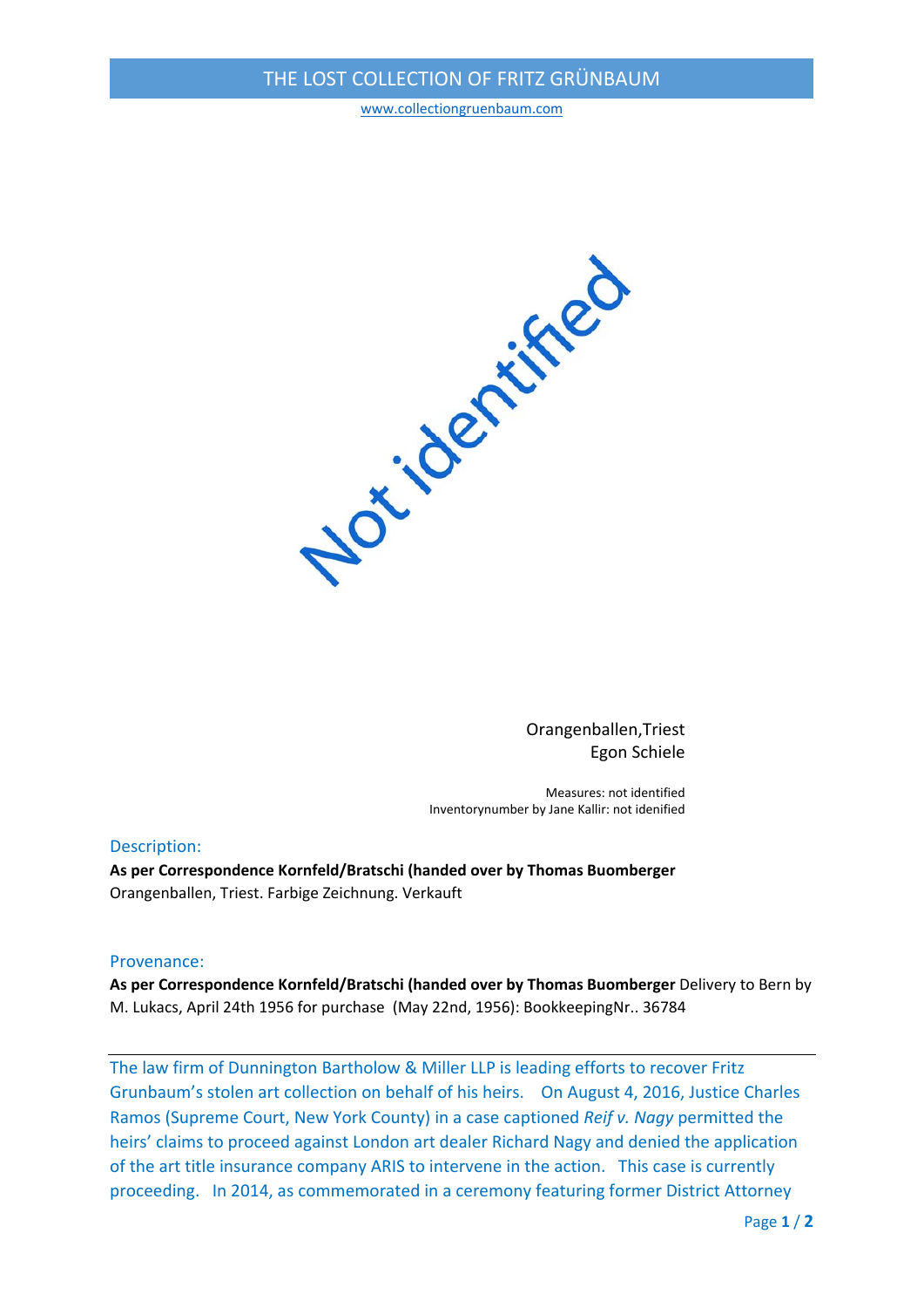Not identified

Orangenballen,Triest
Egon Schiele

Measures: not identified
Inventorynumber by Jane Kallir: not idenified

### Description:

**As per Correspondence Kornfeld/Bratschi (handed over by Thomas Buomberger**
Orangenballen, Triest. Farbige Zeichnung. Verkauft

### Provenance:

**As per Correspondence Kornfeld/Bratschi (handed over by Thomas Buomberger** Delivery to Bern by M. Lukacs, April 24th 1956 for purchase (May 22nd, 1956): BookkeepingNr.. 36784

---

The law firm of Dunnington Bartholow & Miller LLP is leading efforts to recover Fritz Grunbaum's stolen art collection on behalf of his heirs. On August 4, 2016, Justice Charles Ramos (Supreme Court, New York County) in a case captioned *Reif v. Nagy* permitted the heirs' claims to proceed against London art dealer Richard Nagy and denied the application of the art title insurance company ARIS to intervene in the action. This case is currently proceeding. In 2014, as commemorated in a ceremony featuring former District Attorney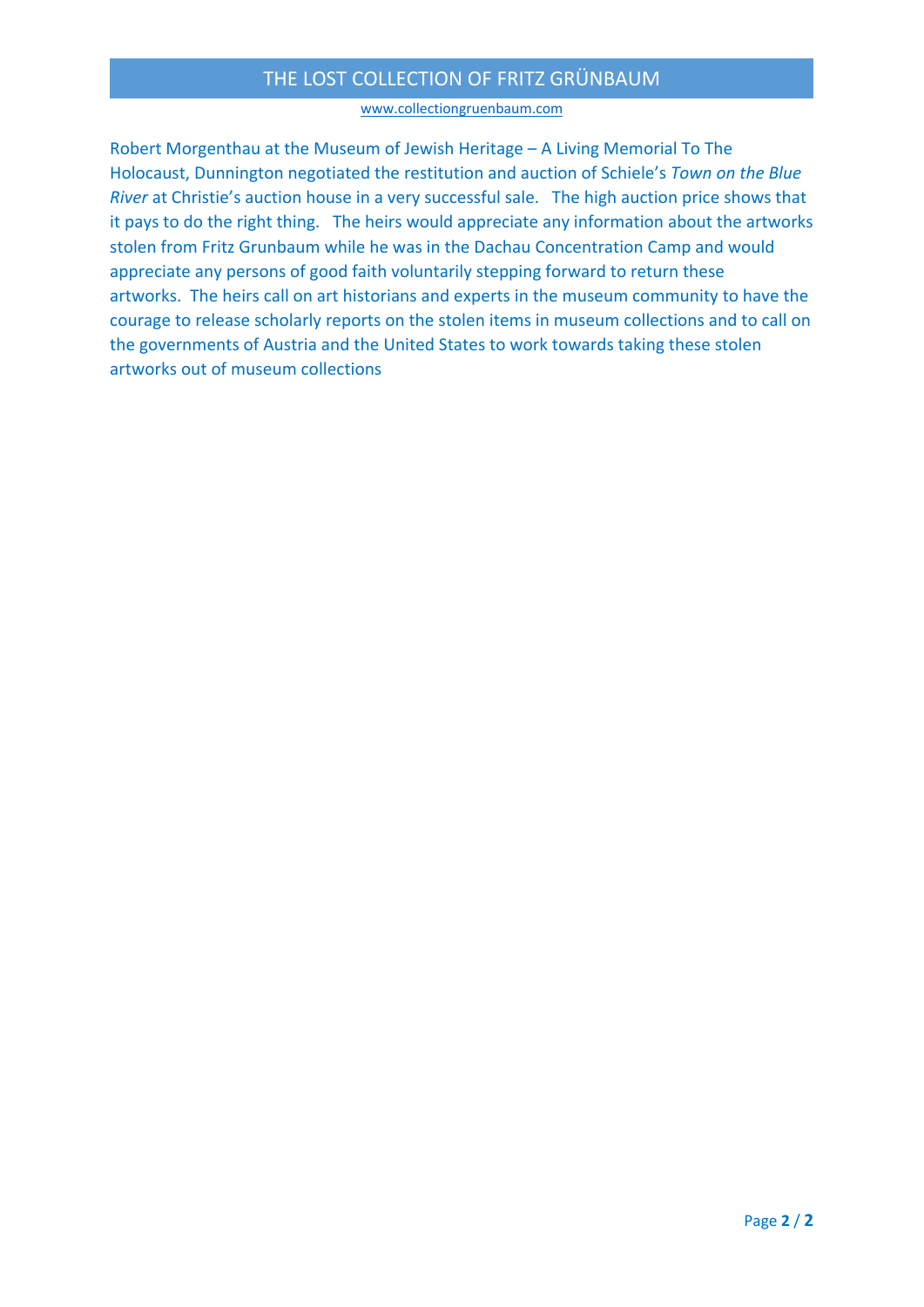Robert Morgenthau at the Museum of Jewish Heritage – A Living Memorial To The Holocaust, Dunnington negotiated the restitution and auction of Schiele's *Town on the Blue River* at Christie's auction house in a very successful sale. The high auction price shows that it pays to do the right thing. The heirs would appreciate any information about the artworks stolen from Fritz Grunbaum while he was in the Dachau Concentration Camp and would appreciate any persons of good faith voluntarily stepping forward to return these artworks. The heirs call on art historians and experts in the museum community to have the courage to release scholarly reports on the stolen items in museum collections and to call on the governments of Austria and the United States to work towards taking these stolen artworks out of museum collections